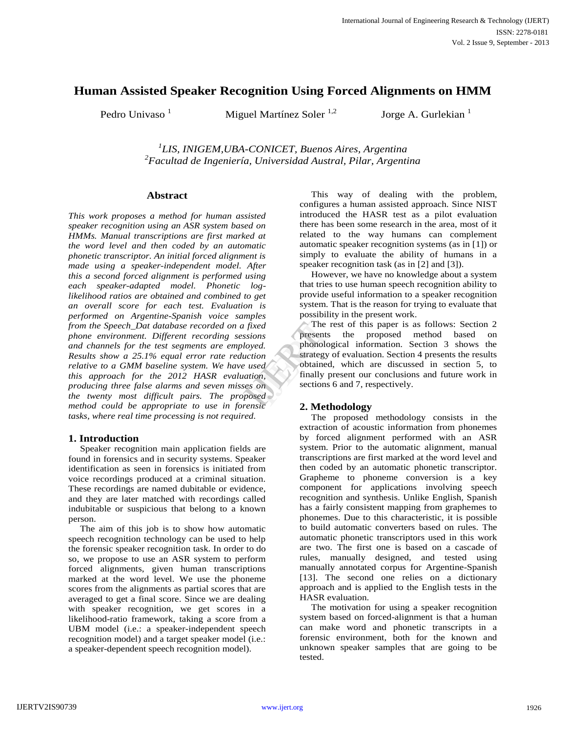# Human Assisted Speaker Recognition Using Forced Alignments on HMM

Pedro Univaso [1] Miguel Martínez Soler [1,2] Jorge A. Gurlekian [1]

*[1]LIS, INIGEM,UBA-CONICET, Buenos Aires, Argentina*
*[2]Facultad de Ingeniería, Universidad Austral, Pilar, Argentina*

## Abstract

*This work proposes a method for human assisted speaker recognition using an ASR system based on HMMs. Manual transcriptions are first marked at the word level and then coded by an automatic phonetic transcriptor. An initial forced alignment is made using a speaker-independent model. After this a second forced alignment is performed using each speaker-adapted model. Phonetic log-likelihood ratios are obtained and combined to get an overall score for each test. Evaluation is performed on Argentine-Spanish voice samples from the Speech_Dat database recorded on a fixed phone environment. Different recording sessions and channels for the test segments are employed. Results show a 25.1% equal error rate reduction relative to a GMM baseline system. We have used this approach for the 2012 HASR evaluation, producing three false alarms and seven misses on the twenty most difficult pairs. The proposed method could be appropriate to use in forensic tasks, where real time processing is not required.*

## 1. Introduction

Speaker recognition main application fields are found in forensics and in security systems. Speaker identification as seen in forensics is initiated from voice recordings produced at a criminal situation. These recordings are named dubitable or evidence, and they are later matched with recordings called indubitable or suspicious that belong to a known person.

The aim of this job is to show how automatic speech recognition technology can be used to help the forensic speaker recognition task. In order to do so, we propose to use an ASR system to perform forced alignments, given human transcriptions marked at the word level. We use the phoneme scores from the alignments as partial scores that are averaged to get a final score. Since we are dealing with speaker recognition, we get scores in a likelihood-ratio framework, taking a score from a UBM model (i.e.: a speaker-independent speech recognition model) and a target speaker model (i.e.: a speaker-dependent speech recognition model).

This way of dealing with the problem, configures a human assisted approach. Since NIST introduced the HASR test as a pilot evaluation there has been some research in the area, most of it related to the way humans can complement automatic speaker recognition systems (as in [1]) or simply to evaluate the ability of humans in a speaker recognition task (as in [2] and [3]).

However, we have no knowledge about a system that tries to use human speech recognition ability to provide useful information to a speaker recognition system. That is the reason for trying to evaluate that possibility in the present work.

The rest of this paper is as follows: Section 2 presents the proposed method based on phonological information. Section 3 shows the strategy of evaluation. Section 4 presents the results obtained, which are discussed in section 5, to finally present our conclusions and future work in sections 6 and 7, respectively.

## 2. Methodology

The proposed methodology consists in the extraction of acoustic information from phonemes by forced alignment performed with an ASR system. Prior to the automatic alignment, manual transcriptions are first marked at the word level and then coded by an automatic phonetic transcriptor. Grapheme to phoneme conversion is a key component for applications involving speech recognition and synthesis. Unlike English, Spanish has a fairly consistent mapping from graphemes to phonemes. Due to this characteristic, it is possible to build automatic converters based on rules. The automatic phonetic transcriptors used in this work are two. The first one is based on a cascade of rules, manually designed, and tested using manually annotated corpus for Argentine-Spanish [13]. The second one relies on a dictionary approach and is applied to the English tests in the HASR evaluation.

The motivation for using a speaker recognition system based on forced-alignment is that a human can make word and phonetic transcripts in a forensic environment, both for the known and unknown speaker samples that are going to be tested.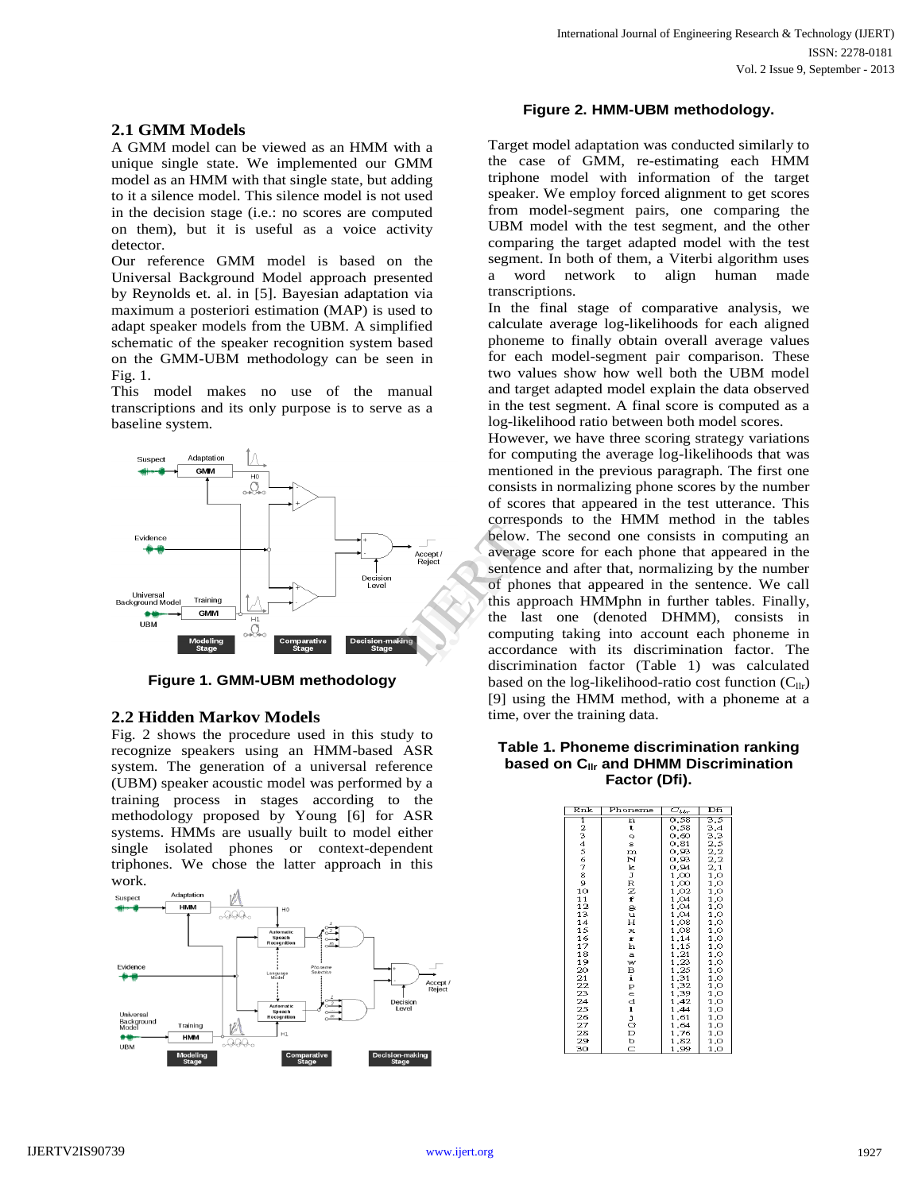## 2.1 GMM Models

A GMM model can be viewed as an HMM with a unique single state. We implemented our GMM model as an HMM with that single state, but adding to it a silence model. This silence model is not used in the decision stage (i.e.: no scores are computed on them), but it is useful as a voice activity detector.

Our reference GMM model is based on the Universal Background Model approach presented by Reynolds et. al. in [5]. Bayesian adaptation via maximum a posteriori estimation (MAP) is used to adapt speaker models from the UBM. A simplified schematic of the speaker recognition system based on the GMM-UBM methodology can be seen in Fig. 1.

This model makes no use of the manual transcriptions and its only purpose is to serve as a baseline system.

**Figure 1. GMM-UBM methodology**

## 2.2 Hidden Markov Models

Fig. 2 shows the procedure used in this study to recognize speakers using an HMM-based ASR system. The generation of a universal reference (UBM) speaker acoustic model was performed by a training process in stages according to the methodology proposed by Young [6] for ASR systems. HMMs are usually built to model either single isolated phones or context-dependent triphones. We chose the latter approach in this work.

**Figure 2. HMM-UBM methodology.**

Target model adaptation was conducted similarly to the case of GMM, re-estimating each HMM triphone model with information of the target speaker. We employ forced alignment to get scores from model-segment pairs, one comparing the UBM model with the test segment, and the other comparing the target adapted model with the test segment. In both of them, a Viterbi algorithm uses a word network to align human made transcriptions.

In the final stage of comparative analysis, we calculate average log-likelihoods for each aligned phoneme to finally obtain overall average values for each model-segment pair comparison. These two values show how well both the UBM model and target adapted model explain the data observed in the test segment. A final score is computed as a log-likelihood ratio between both model scores.

However, we have three scoring strategy variations for computing the average log-likelihoods that was mentioned in the previous paragraph. The first one consists in normalizing phone scores by the number of scores that appeared in the test utterance. This corresponds to the HMM method in the tables below. The second one consists in computing an average score for each phone that appeared in the sentence and after that, normalizing by the number of phones that appeared in the sentence. We call this approach HMMphn in further tables. Finally, the last one (denoted DHMM), consists in computing taking into account each phoneme in accordance with its discrimination factor. The discrimination factor (Table 1) was calculated based on the log-likelihood-ratio cost function ($C_{llr}$) [9] using the HMM method, with a phoneme at a time, over the training data.

**Table 1. Phoneme discrimination ranking based on $C_{llr}$ and DHMM Discrimination Factor (Dfi).**

| Rnk | Phoneme | $C_{llr}$ | Dfi |
|---|---|---|---|
| 1 | n | 0,58 | 3,5 |
| 2 | t | 0,58 | 3,4 |
| 3 | o | 0,60 | 3,3 |
| 4 | s | 0,81 | 2,5 |
| 5 | m | 0,93 | 2,2 |
| 6 | N | 0,93 | 2,2 |
| 7 | k | 0,94 | 2,1 |
| 8 | J | 1,00 | 1,0 |
| 9 | R | 1,00 | 1,0 |
| 10 | Z | 1,02 | 1,0 |
| 11 | f | 1,04 | 1,0 |
| 12 | g | 1,04 | 1,0 |
| 13 | u | 1,04 | 1,0 |
| 14 | H | 1,08 | 1,0 |
| 15 | x | 1,08 | 1,0 |
| 16 | r | 1,14 | 1,0 |
| 17 | h | 1,15 | 1,0 |
| 18 | a | 1,21 | 1,0 |
| 19 | w | 1,23 | 1,0 |
| 20 | B | 1,25 | 1,0 |
| 21 | i | 1,31 | 1,0 |
| 22 | p | 1,32 | 1,0 |
| 23 | e | 1,39 | 1,0 |
| 24 | d | 1,42 | 1,0 |
| 25 | l | 1,44 | 1,0 |
| 26 | j | 1,61 | 1,0 |
| 27 | G | 1,64 | 1,0 |
| 28 | D | 1,76 | 1,0 |
| 29 | b | 1,82 | 1,0 |
| 30 | C | 1,99 | 1,0 |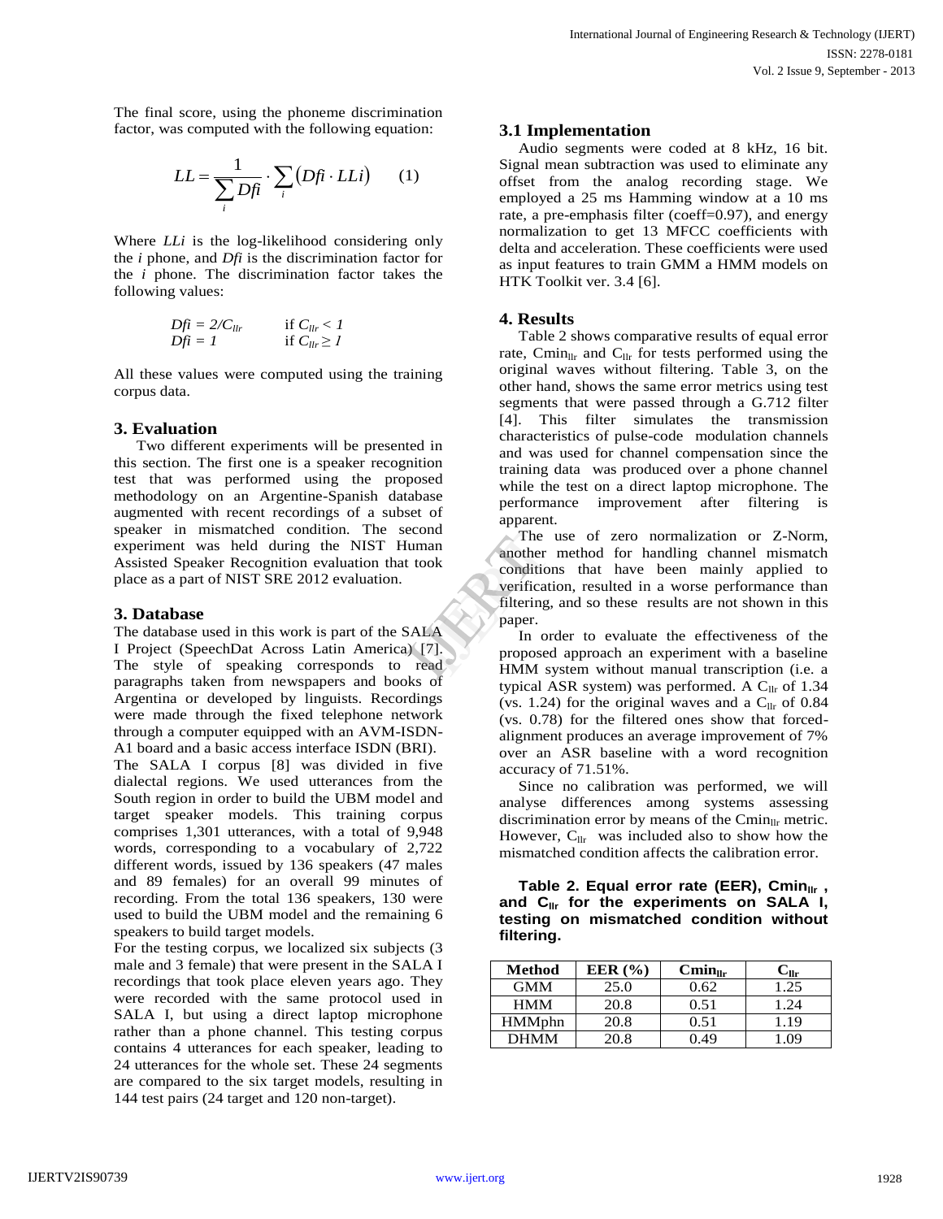The final score, using the phoneme discrimination factor, was computed with the following equation:

$$LL = \frac{1}{\sum_i Dfi} \cdot \sum_i (Dfi \cdot LLi) \qquad (1)$$

Where $LLi$ is the log-likelihood considering only the $i$ phone, and $Dfi$ is the discrimination factor for the $i$ phone. The discrimination factor takes the following values:

$Dfi = 2/C_{llr}$ if $C_{llr} < 1$
$Dfi = 1$ if $C_{llr} \geq 1$

All these values were computed using the training corpus data.

### 3. Evaluation

Two different experiments will be presented in this section. The first one is a speaker recognition test that was performed using the proposed methodology on an Argentine-Spanish database augmented with recent recordings of a subset of speaker in mismatched condition. The second experiment was held during the NIST Human Assisted Speaker Recognition evaluation that took place as a part of NIST SRE 2012 evaluation.

### 3. Database

The database used in this work is part of the SALA I Project (SpeechDat Across Latin America) [7]. The style of speaking corresponds to read paragraphs taken from newspapers and books of Argentina or developed by linguists. Recordings were made through the fixed telephone network through a computer equipped with an AVM-ISDN-A1 board and a basic access interface ISDN (BRI).
The SALA I corpus [8] was divided in five dialectal regions. We used utterances from the South region in order to build the UBM model and target speaker models. This training corpus comprises 1,301 utterances, with a total of 9,948 words, corresponding to a vocabulary of 2,722 different words, issued by 136 speakers (47 males and 89 females) for an overall 99 minutes of recording. From the total 136 speakers, 130 were used to build the UBM model and the remaining 6 speakers to build target models.
For the testing corpus, we localized six subjects (3 male and 3 female) that were present in the SALA I recordings that took place eleven years ago. They were recorded with the same protocol used in SALA I, but using a direct laptop microphone rather than a phone channel. This testing corpus contains 4 utterances for each speaker, leading to 24 utterances for the whole set. These 24 segments are compared to the six target models, resulting in 144 test pairs (24 target and 120 non-target).

### 3.1 Implementation

Audio segments were coded at 8 kHz, 16 bit. Signal mean subtraction was used to eliminate any offset from the analog recording stage. We employed a 25 ms Hamming window at a 10 ms rate, a pre-emphasis filter (coeff=0.97), and energy normalization to get 13 MFCC coefficients with delta and acceleration. These coefficients were used as input features to train GMM a HMM models on HTK Toolkit ver. 3.4 [6].

### 4. Results

Table 2 shows comparative results of equal error rate, $\mathrm{Cmin}_{llr}$ and $C_{llr}$ for tests performed using the original waves without filtering. Table 3, on the other hand, shows the same error metrics using test segments that were passed through a G.712 filter [4]. This filter simulates the transmission characteristics of pulse-code modulation channels and was used for channel compensation since the training data was produced over a phone channel while the test on a direct laptop microphone. The performance improvement after filtering is apparent.

The use of zero normalization or Z-Norm, another method for handling channel mismatch conditions that have been mainly applied to verification, resulted in a worse performance than filtering, and so these results are not shown in this paper.

In order to evaluate the effectiveness of the proposed approach an experiment with a baseline HMM system without manual transcription (i.e. a typical ASR system) was performed. A $C_{llr}$ of 1.34 (vs. 1.24) for the original waves and a $C_{llr}$ of 0.84 (vs. 0.78) for the filtered ones show that forced-alignment produces an average improvement of 7% over an ASR baseline with a word recognition accuracy of 71.51%.

Since no calibration was performed, we will analyse differences among systems assessing discrimination error by means of the $\mathrm{Cmin}_{llr}$ metric. However, $C_{llr}$ was included also to show how the mismatched condition affects the calibration error.

**Table 2. Equal error rate (EER), $\mathrm{Cmin}_{llr}$, and $C_{llr}$ for the experiments on SALA I, testing on mismatched condition without filtering.**

| Method | EER (%) | $\mathrm{Cmin}_{llr}$ | $C_{llr}$ |
|---|---|---|---|
| GMM | 25.0 | 0.62 | 1.25 |
| HMM | 20.8 | 0.51 | 1.24 |
| HMMphn | 20.8 | 0.51 | 1.19 |
| DHMM | 20.8 | 0.49 | 1.09 |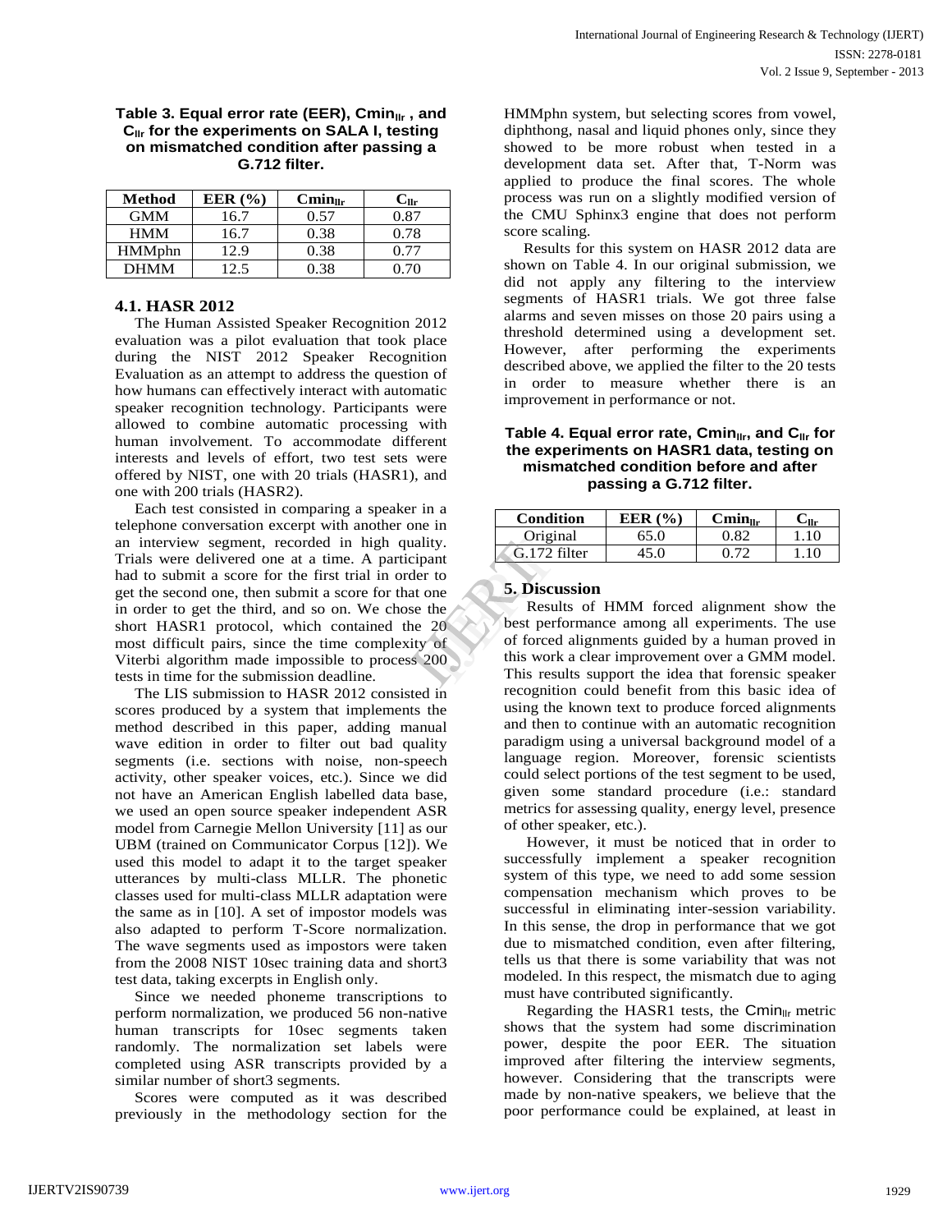**Table 3. Equal error rate (EER), $Cmin_{llr}$ , and $C_{llr}$ for the experiments on SALA I, testing on mismatched condition after passing a G.712 filter.**

| Method | EER (%) | $Cmin_{llr}$ | $C_{llr}$ |
|---|---|---|---|
| GMM | 16.7 | 0.57 | 0.87 |
| HMM | 16.7 | 0.38 | 0.78 |
| HMMphn | 12.9 | 0.38 | 0.77 |
| DHMM | 12.5 | 0.38 | 0.70 |

### 4.1. HASR 2012

The Human Assisted Speaker Recognition 2012 evaluation was a pilot evaluation that took place during the NIST 2012 Speaker Recognition Evaluation as an attempt to address the question of how humans can effectively interact with automatic speaker recognition technology. Participants were allowed to combine automatic processing with human involvement. To accommodate different interests and levels of effort, two test sets were offered by NIST, one with 20 trials (HASR1), and one with 200 trials (HASR2).

Each test consisted in comparing a speaker in a telephone conversation excerpt with another one in an interview segment, recorded in high quality. Trials were delivered one at a time. A participant had to submit a score for the first trial in order to get the second one, then submit a score for that one in order to get the third, and so on. We chose the short HASR1 protocol, which contained the 20 most difficult pairs, since the time complexity of Viterbi algorithm made impossible to process 200 tests in time for the submission deadline.

The LIS submission to HASR 2012 consisted in scores produced by a system that implements the method described in this paper, adding manual wave edition in order to filter out bad quality segments (i.e. sections with noise, non-speech activity, other speaker voices, etc.). Since we did not have an American English labelled data base, we used an open source speaker independent ASR model from Carnegie Mellon University [11] as our UBM (trained on Communicator Corpus [12]). We used this model to adapt it to the target speaker utterances by multi-class MLLR. The phonetic classes used for multi-class MLLR adaptation were the same as in [10]. A set of impostor models was also adapted to perform T-Score normalization. The wave segments used as impostors were taken from the 2008 NIST 10sec training data and short3 test data, taking excerpts in English only.

Since we needed phoneme transcriptions to perform normalization, we produced 56 non-native human transcripts for 10sec segments taken randomly. The normalization set labels were completed using ASR transcripts provided by a similar number of short3 segments.

Scores were computed as it was described previously in the methodology section for the HMMphn system, but selecting scores from vowel, diphthong, nasal and liquid phones only, since they showed to be more robust when tested in a development data set. After that, T-Norm was applied to produce the final scores. The whole process was run on a slightly modified version of the CMU Sphinx3 engine that does not perform score scaling.

Results for this system on HASR 2012 data are shown on Table 4. In our original submission, we did not apply any filtering to the interview segments of HASR1 trials. We got three false alarms and seven misses on those 20 pairs using a threshold determined using a development set. However, after performing the experiments described above, we applied the filter to the 20 tests in order to measure whether there is an improvement in performance or not.

**Table 4. Equal error rate, $Cmin_{llr}$, and $C_{llr}$ for the experiments on HASR1 data, testing on mismatched condition before and after passing a G.712 filter.**

| Condition | EER (%) | $Cmin_{llr}$ | $C_{llr}$ |
|---|---|---|---|
| Original | 65.0 | 0.82 | 1.10 |
| G.172 filter | 45.0 | 0.72 | 1.10 |

## 5. Discussion

Results of HMM forced alignment show the best performance among all experiments. The use of forced alignments guided by a human proved in this work a clear improvement over a GMM model. This results support the idea that forensic speaker recognition could benefit from this basic idea of using the known text to produce forced alignments and then to continue with an automatic recognition paradigm using a universal background model of a language region. Moreover, forensic scientists could select portions of the test segment to be used, given some standard procedure (i.e.: standard metrics for assessing quality, energy level, presence of other speaker, etc.).

However, it must be noticed that in order to successfully implement a speaker recognition system of this type, we need to add some session compensation mechanism which proves to be successful in eliminating inter-session variability. In this sense, the drop in performance that we got due to mismatched condition, even after filtering, tells us that there is some variability that was not modeled. In this respect, the mismatch due to aging must have contributed significantly.

Regarding the HASR1 tests, the $Cmin_{llr}$ metric shows that the system had some discrimination power, despite the poor EER. The situation improved after filtering the interview segments, however. Considering that the transcripts were made by non-native speakers, we believe that the poor performance could be explained, at least in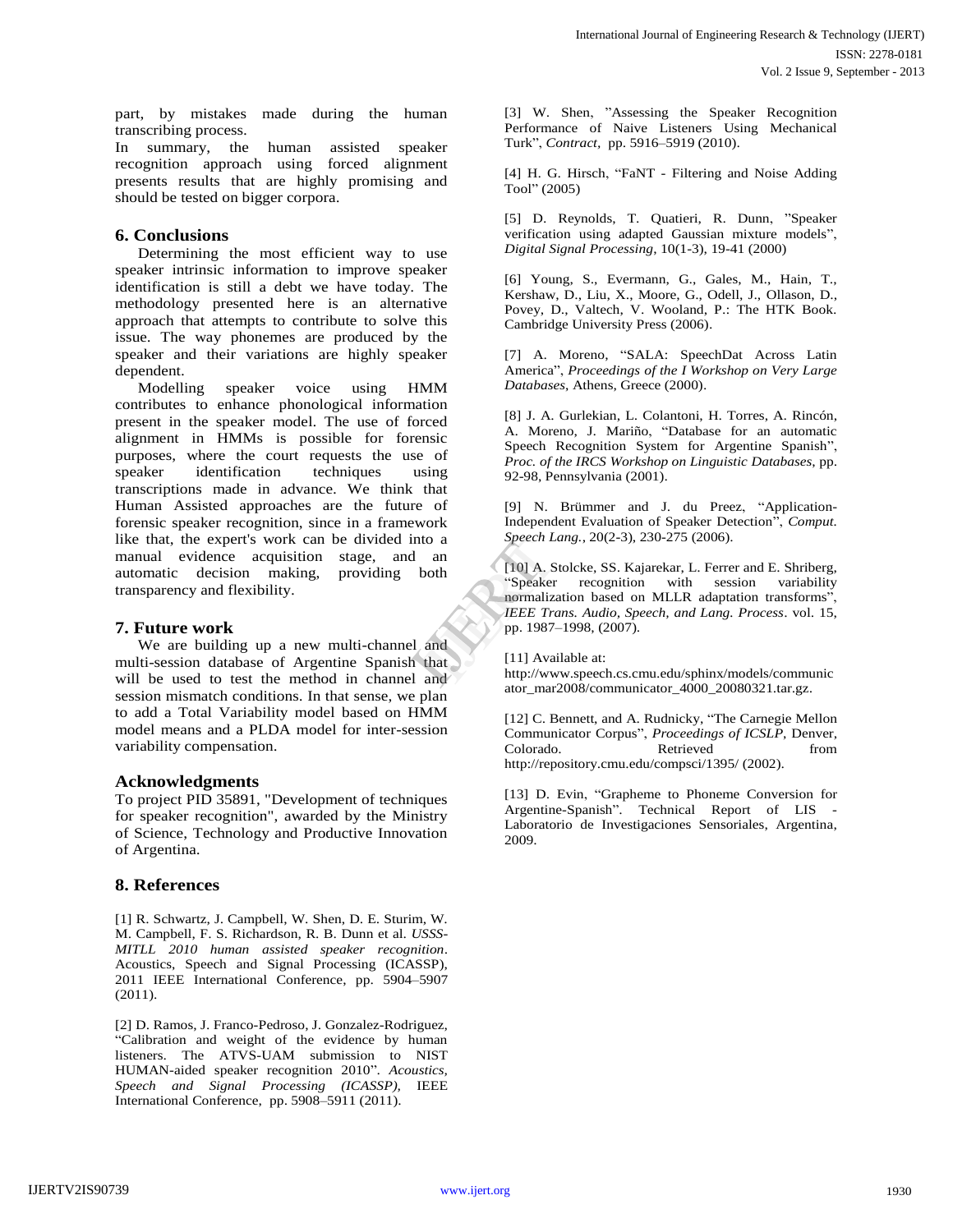part, by mistakes made during the human transcribing process.

In summary, the human assisted speaker recognition approach using forced alignment presents results that are highly promising and should be tested on bigger corpora.

## 6. Conclusions

Determining the most efficient way to use speaker intrinsic information to improve speaker identification is still a debt we have today. The methodology presented here is an alternative approach that attempts to contribute to solve this issue. The way phonemes are produced by the speaker and their variations are highly speaker dependent.

Modelling speaker voice using HMM contributes to enhance phonological information present in the speaker model. The use of forced alignment in HMMs is possible for forensic purposes, where the court requests the use of speaker identification techniques using transcriptions made in advance. We think that Human Assisted approaches are the future of forensic speaker recognition, since in a framework like that, the expert's work can be divided into a manual evidence acquisition stage, and an automatic decision making, providing both transparency and flexibility.

## 7. Future work

We are building up a new multi-channel and multi-session database of Argentine Spanish that will be used to test the method in channel and session mismatch conditions. In that sense, we plan to add a Total Variability model based on HMM model means and a PLDA model for inter-session variability compensation.

## Acknowledgments

To project PID 35891, "Development of techniques for speaker recognition", awarded by the Ministry of Science, Technology and Productive Innovation of Argentina.

## 8. References

[1] R. Schwartz, J. Campbell, W. Shen, D. E. Sturim, W. M. Campbell, F. S. Richardson, R. B. Dunn et al. *USSS-MITLL 2010 human assisted speaker recognition*. Acoustics, Speech and Signal Processing (ICASSP), 2011 IEEE International Conference, pp. 5904–5907 (2011).

[2] D. Ramos, J. Franco-Pedroso, J. Gonzalez-Rodriguez, "Calibration and weight of the evidence by human listeners. The ATVS-UAM submission to NIST HUMAN-aided speaker recognition 2010". *Acoustics, Speech and Signal Processing (ICASSP)*, IEEE International Conference, pp. 5908–5911 (2011).

[3] W. Shen, "Assessing the Speaker Recognition Performance of Naive Listeners Using Mechanical Turk", *Contract*, pp. 5916–5919 (2010).

[4] H. G. Hirsch, "FaNT - Filtering and Noise Adding Tool" (2005)

[5] D. Reynolds, T. Quatieri, R. Dunn, "Speaker verification using adapted Gaussian mixture models", *Digital Signal Processing*, 10(1-3), 19-41 (2000)

[6] Young, S., Evermann, G., Gales, M., Hain, T., Kershaw, D., Liu, X., Moore, G., Odell, J., Ollason, D., Povey, D., Valtech, V. Wooland, P.: The HTK Book. Cambridge University Press (2006).

[7] A. Moreno, "SALA: SpeechDat Across Latin America", *Proceedings of the I Workshop on Very Large Databases*, Athens, Greece (2000).

[8] J. A. Gurlekian, L. Colantoni, H. Torres, A. Rincón, A. Moreno, J. Mariño, "Database for an automatic Speech Recognition System for Argentine Spanish", *Proc. of the IRCS Workshop on Linguistic Databases*, pp. 92-98, Pennsylvania (2001).

[9] N. Brümmer and J. du Preez, "Application-Independent Evaluation of Speaker Detection", *Comput. Speech Lang.*, 20(2-3), 230-275 (2006).

[10] A. Stolcke, SS. Kajarekar, L. Ferrer and E. Shriberg, "Speaker recognition with session variability normalization based on MLLR adaptation transforms", *IEEE Trans. Audio, Speech, and Lang. Process*. vol. 15, pp. 1987–1998, (2007).

[11] Available at: http://www.speech.cs.cmu.edu/sphinx/models/communicator_mar2008/communicator_4000_20080321.tar.gz.

[12] C. Bennett, and A. Rudnicky, "The Carnegie Mellon Communicator Corpus", *Proceedings of ICSLP*, Denver, Colorado. Retrieved from http://repository.cmu.edu/compsci/1395/ (2002).

[13] D. Evin, "Grapheme to Phoneme Conversion for Argentine-Spanish". Technical Report of LIS - Laboratorio de Investigaciones Sensoriales, Argentina, 2009.